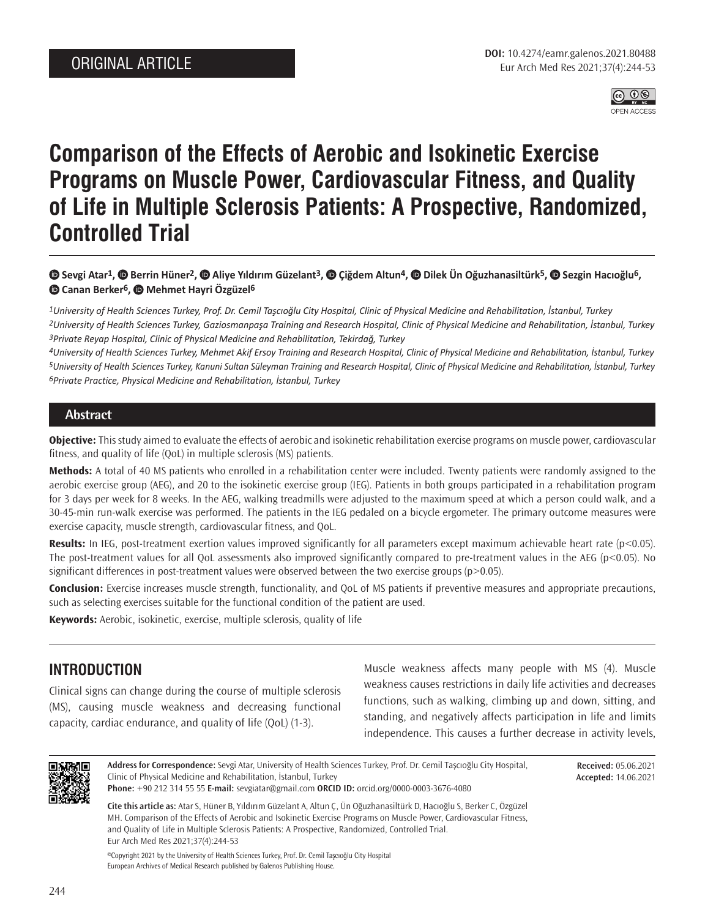ORIGINAL ARTICLE

**DOI:** 10.4274/eamr.galenos.2021.80488

# Comparison of the Effects of Aerobic and Isokinetic Exercise Programs on Muscle Power, Cardiovascular Fitness, and Quality of Life in Multiple Sclerosis Patients: A Prospective, Randomized, Controlled Trial

**Sevgi Atar[1], Berrin Hüner[2], Aliye Yıldırım Güzelant[3], Çiğdem Altun[4], Dilek Ün Oğuzhanasiltürk[5], Sezgin Hacıoğlu[6], Canan Berker[6], Mehmet Hayri Özgüzel[6]**

[1]*University of Health Sciences Turkey, Prof. Dr. Cemil Taşcıoğlu City Hospital, Clinic of Physical Medicine and Rehabilitation, İstanbul, Turkey*
[2]*University of Health Sciences Turkey, Gaziosmanpaşa Training and Research Hospital, Clinic of Physical Medicine and Rehabilitation, İstanbul, Turkey*
[3]*Private Reyap Hospital, Clinic of Physical Medicine and Rehabilitation, Tekirdağ, Turkey*
[4]*University of Health Sciences Turkey, Mehmet Akif Ersoy Training and Research Hospital, Clinic of Physical Medicine and Rehabilitation, İstanbul, Turkey*
[5]*University of Health Sciences Turkey, Kanuni Sultan Süleyman Training and Research Hospital, Clinic of Physical Medicine and Rehabilitation, İstanbul, Turkey*
[6]*Private Practice, Physical Medicine and Rehabilitation, İstanbul, Turkey*

## Abstract

**Objective:** This study aimed to evaluate the effects of aerobic and isokinetic rehabilitation exercise programs on muscle power, cardiovascular fitness, and quality of life (QoL) in multiple sclerosis (MS) patients.

**Methods:** A total of 40 MS patients who enrolled in a rehabilitation center were included. Twenty patients were randomly assigned to the aerobic exercise group (AEG), and 20 to the isokinetic exercise group (IEG). Patients in both groups participated in a rehabilitation program for 3 days per week for 8 weeks. In the AEG, walking treadmills were adjusted to the maximum speed at which a person could walk, and a 30-45-min run-walk exercise was performed. The patients in the IEG pedaled on a bicycle ergometer. The primary outcome measures were exercise capacity, muscle strength, cardiovascular fitness, and QoL.

**Results:** In IEG, post-treatment exertion values improved significantly for all parameters except maximum achievable heart rate ($p<0.05$). The post-treatment values for all QoL assessments also improved significantly compared to pre-treatment values in the AEG ($p<0.05$). No significant differences in post-treatment values were observed between the two exercise groups ($p>0.05$).

**Conclusion:** Exercise increases muscle strength, functionality, and QoL of MS patients if preventive measures and appropriate precautions, such as selecting exercises suitable for the functional condition of the patient are used.

**Keywords:** Aerobic, isokinetic, exercise, multiple sclerosis, quality of life

## INTRODUCTION

Clinical signs can change during the course of multiple sclerosis (MS), causing muscle weakness and decreasing functional capacity, cardiac endurance, and quality of life (QoL) (1-3).

Muscle weakness affects many people with MS (4). Muscle weakness causes restrictions in daily life activities and decreases functions, such as walking, climbing up and down, sitting, and standing, and negatively affects participation in life and limits independence. This causes a further decrease in activity levels,

**Address for Correspondence:** Sevgi Atar, University of Health Sciences Turkey, Prof. Dr. Cemil Taşcıoğlu City Hospital, Clinic of Physical Medicine and Rehabilitation, İstanbul, Turkey
**Phone:** +90 212 314 55 55 **E-mail:** sevgiatar@gmail.com **ORCID ID:** orcid.org/0000-0003-3676-4080

**Received:** 05.06.2021
**Accepted:** 14.06.2021

**Cite this article as:** Atar S, Hüner B, Yıldırım Güzelant A, Altun Ç, Ün Oğuzhanasiltürk D, Hacıoğlu S, Berker C, Özgüzel MH. Comparison of the Effects of Aerobic and Isokinetic Exercise Programs on Muscle Power, Cardiovascular Fitness, and Quality of Life in Multiple Sclerosis Patients: A Prospective, Randomized, Controlled Trial. Eur Arch Med Res 2021;37(4):244-53

©Copyright 2021 by the University of Health Sciences Turkey, Prof. Dr. Cemil Taşcıoğlu City Hospital
European Archives of Medical Research published by Galenos Publishing House.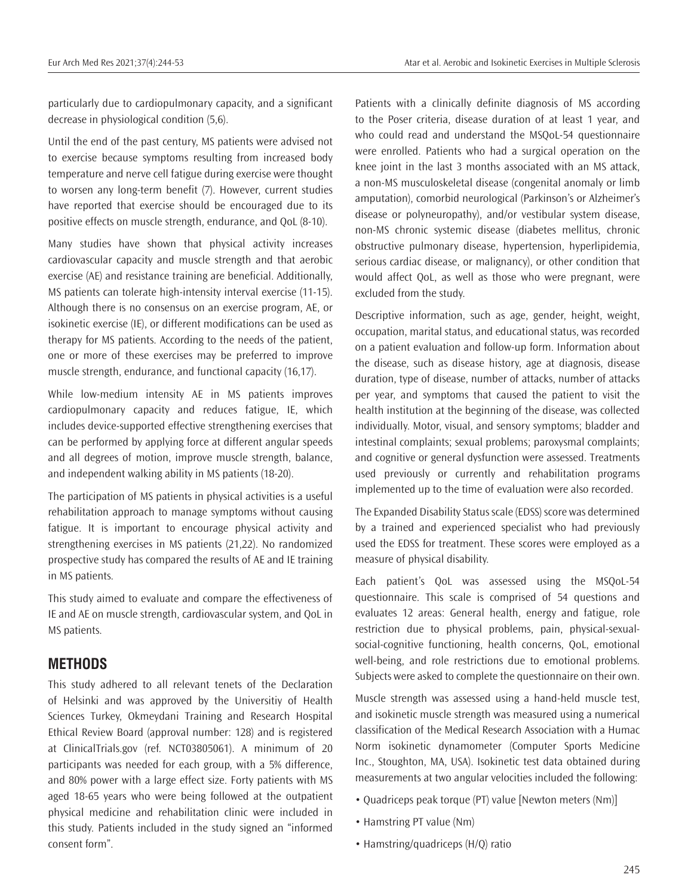particularly due to cardiopulmonary capacity, and a significant decrease in physiological condition (5,6).

Until the end of the past century, MS patients were advised not to exercise because symptoms resulting from increased body temperature and nerve cell fatigue during exercise were thought to worsen any long-term benefit (7). However, current studies have reported that exercise should be encouraged due to its positive effects on muscle strength, endurance, and QoL (8-10).

Many studies have shown that physical activity increases cardiovascular capacity and muscle strength and that aerobic exercise (AE) and resistance training are beneficial. Additionally, MS patients can tolerate high-intensity interval exercise (11-15). Although there is no consensus on an exercise program, AE, or isokinetic exercise (IE), or different modifications can be used as therapy for MS patients. According to the needs of the patient, one or more of these exercises may be preferred to improve muscle strength, endurance, and functional capacity (16,17).

While low-medium intensity AE in MS patients improves cardiopulmonary capacity and reduces fatigue, IE, which includes device-supported effective strengthening exercises that can be performed by applying force at different angular speeds and all degrees of motion, improve muscle strength, balance, and independent walking ability in MS patients (18-20).

The participation of MS patients in physical activities is a useful rehabilitation approach to manage symptoms without causing fatigue. It is important to encourage physical activity and strengthening exercises in MS patients (21,22). No randomized prospective study has compared the results of AE and IE training in MS patients.

This study aimed to evaluate and compare the effectiveness of IE and AE on muscle strength, cardiovascular system, and QoL in MS patients.

## METHODS

This study adhered to all relevant tenets of the Declaration of Helsinki and was approved by the Universitiy of Health Sciences Turkey, Okmeydani Training and Research Hospital Ethical Review Board (approval number: 128) and is registered at ClinicalTrials.gov (ref. NCT03805061). A minimum of 20 participants was needed for each group, with a 5% difference, and 80% power with a large effect size. Forty patients with MS aged 18-65 years who were being followed at the outpatient physical medicine and rehabilitation clinic were included in this study. Patients included in the study signed an "informed consent form".

Patients with a clinically definite diagnosis of MS according to the Poser criteria, disease duration of at least 1 year, and who could read and understand the MSQoL-54 questionnaire were enrolled. Patients who had a surgical operation on the knee joint in the last 3 months associated with an MS attack, a non-MS musculoskeletal disease (congenital anomaly or limb amputation), comorbid neurological (Parkinson's or Alzheimer's disease or polyneuropathy), and/or vestibular system disease, non-MS chronic systemic disease (diabetes mellitus, chronic obstructive pulmonary disease, hypertension, hyperlipidemia, serious cardiac disease, or malignancy), or other condition that would affect QoL, as well as those who were pregnant, were excluded from the study.

Descriptive information, such as age, gender, height, weight, occupation, marital status, and educational status, was recorded on a patient evaluation and follow-up form. Information about the disease, such as disease history, age at diagnosis, disease duration, type of disease, number of attacks, number of attacks per year, and symptoms that caused the patient to visit the health institution at the beginning of the disease, was collected individually. Motor, visual, and sensory symptoms; bladder and intestinal complaints; sexual problems; paroxysmal complaints; and cognitive or general dysfunction were assessed. Treatments used previously or currently and rehabilitation programs implemented up to the time of evaluation were also recorded.

The Expanded Disability Status scale (EDSS) score was determined by a trained and experienced specialist who had previously used the EDSS for treatment. These scores were employed as a measure of physical disability.

Each patient's QoL was assessed using the MSQoL-54 questionnaire. This scale is comprised of 54 questions and evaluates 12 areas: General health, energy and fatigue, role restriction due to physical problems, pain, physical-sexual-social-cognitive functioning, health concerns, QoL, emotional well-being, and role restrictions due to emotional problems. Subjects were asked to complete the questionnaire on their own.

Muscle strength was assessed using a hand-held muscle test, and isokinetic muscle strength was measured using a numerical classification of the Medical Research Association with a Humac Norm isokinetic dynamometer (Computer Sports Medicine Inc., Stoughton, MA, USA). Isokinetic test data obtained during measurements at two angular velocities included the following:

- Quadriceps peak torque (PT) value [Newton meters (Nm)]
- Hamstring PT value (Nm)
- Hamstring/quadriceps (H/Q) ratio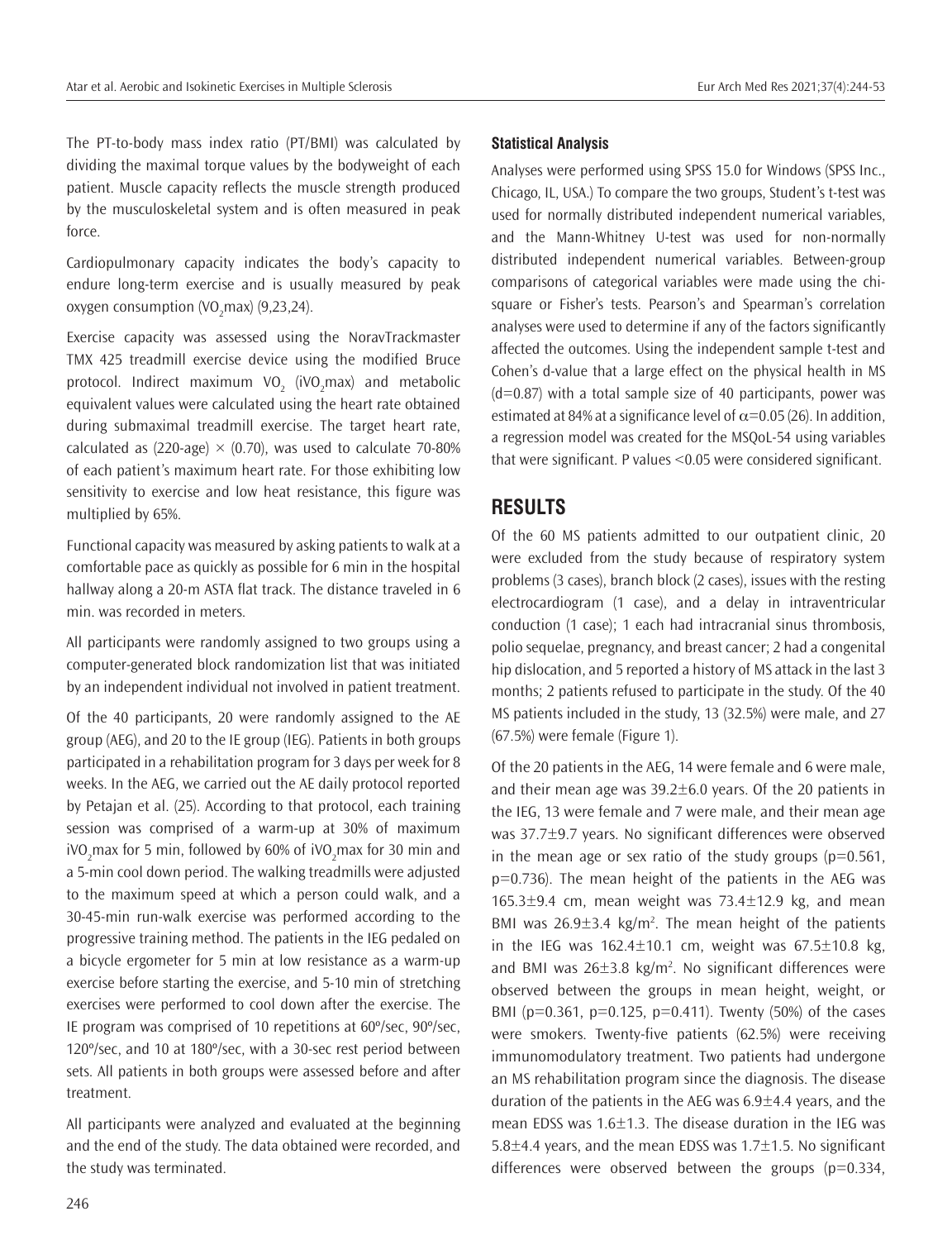The PT-to-body mass index ratio (PT/BMI) was calculated by dividing the maximal torque values by the bodyweight of each patient. Muscle capacity reflects the muscle strength produced by the musculoskeletal system and is often measured in peak force.

Cardiopulmonary capacity indicates the body's capacity to endure long-term exercise and is usually measured by peak oxygen consumption ($VO_2max$) (9,23,24).

Exercise capacity was assessed using the NoravTrackmaster TMX 425 treadmill exercise device using the modified Bruce protocol. Indirect maximum $VO_2$ ($iVO_2max$) and metabolic equivalent values were calculated using the heart rate obtained during submaximal treadmill exercise. The target heart rate, calculated as (220-age) $\times$ (0.70), was used to calculate 70-80% of each patient's maximum heart rate. For those exhibiting low sensitivity to exercise and low heat resistance, this figure was multiplied by 65%.

Functional capacity was measured by asking patients to walk at a comfortable pace as quickly as possible for 6 min in the hospital hallway along a 20-m ASTA flat track. The distance traveled in 6 min. was recorded in meters.

All participants were randomly assigned to two groups using a computer-generated block randomization list that was initiated by an independent individual not involved in patient treatment.

Of the 40 participants, 20 were randomly assigned to the AE group (AEG), and 20 to the IE group (IEG). Patients in both groups participated in a rehabilitation program for 3 days per week for 8 weeks. In the AEG, we carried out the AE daily protocol reported by Petajan et al. (25). According to that protocol, each training session was comprised of a warm-up at 30% of maximum $iVO_2max$ for 5 min, followed by 60% of $iVO_2max$ for 30 min and a 5-min cool down period. The walking treadmills were adjusted to the maximum speed at which a person could walk, and a 30-45-min run-walk exercise was performed according to the progressive training method. The patients in the IEG pedaled on a bicycle ergometer for 5 min at low resistance as a warm-up exercise before starting the exercise, and 5-10 min of stretching exercises were performed to cool down after the exercise. The IE program was comprised of 10 repetitions at 60º/sec, 90º/sec, 120º/sec, and 10 at 180º/sec, with a 30-sec rest period between sets. All patients in both groups were assessed before and after treatment.

All participants were analyzed and evaluated at the beginning and the end of the study. The data obtained were recorded, and the study was terminated.

### Statistical Analysis

Analyses were performed using SPSS 15.0 for Windows (SPSS Inc., Chicago, IL, USA.) To compare the two groups, Student's t-test was used for normally distributed independent numerical variables, and the Mann-Whitney U-test was used for non-normally distributed independent numerical variables. Between-group comparisons of categorical variables were made using the chi-square or Fisher's tests. Pearson's and Spearman's correlation analyses were used to determine if any of the factors significantly affected the outcomes. Using the independent sample t-test and Cohen's d-value that a large effect on the physical health in MS ($d=0.87$) with a total sample size of 40 participants, power was estimated at 84% at a significance level of $\alpha=0.05$ (26). In addition, a regression model was created for the MSQoL-54 using variables that were significant. P values <0.05 were considered significant.

## RESULTS

Of the 60 MS patients admitted to our outpatient clinic, 20 were excluded from the study because of respiratory system problems (3 cases), branch block (2 cases), issues with the resting electrocardiogram (1 case), and a delay in intraventricular conduction (1 case); 1 each had intracranial sinus thrombosis, polio sequelae, pregnancy, and breast cancer; 2 had a congenital hip dislocation, and 5 reported a history of MS attack in the last 3 months; 2 patients refused to participate in the study. Of the 40 MS patients included in the study, 13 (32.5%) were male, and 27 (67.5%) were female (Figure 1).

Of the 20 patients in the AEG, 14 were female and 6 were male, and their mean age was 39.2±6.0 years. Of the 20 patients in the IEG, 13 were female and 7 were male, and their mean age was 37.7±9.7 years. No significant differences were observed in the mean age or sex ratio of the study groups ($p=0.561$, $p=0.736$). The mean height of the patients in the AEG was 165.3±9.4 cm, mean weight was 73.4±12.9 kg, and mean BMI was 26.9±3.4 kg/m$^2$. The mean height of the patients in the IEG was 162.4±10.1 cm, weight was 67.5±10.8 kg, and BMI was 26±3.8 kg/m$^2$. No significant differences were observed between the groups in mean height, weight, or BMI ($p=0.361$, $p=0.125$, $p=0.411$). Twenty (50%) of the cases were smokers. Twenty-five patients (62.5%) were receiving immunomodulatory treatment. Two patients had undergone an MS rehabilitation program since the diagnosis. The disease duration of the patients in the AEG was 6.9±4.4 years, and the mean EDSS was 1.6±1.3. The disease duration in the IEG was 5.8±4.4 years, and the mean EDSS was 1.7±1.5. No significant differences were observed between the groups ($p=0.334$,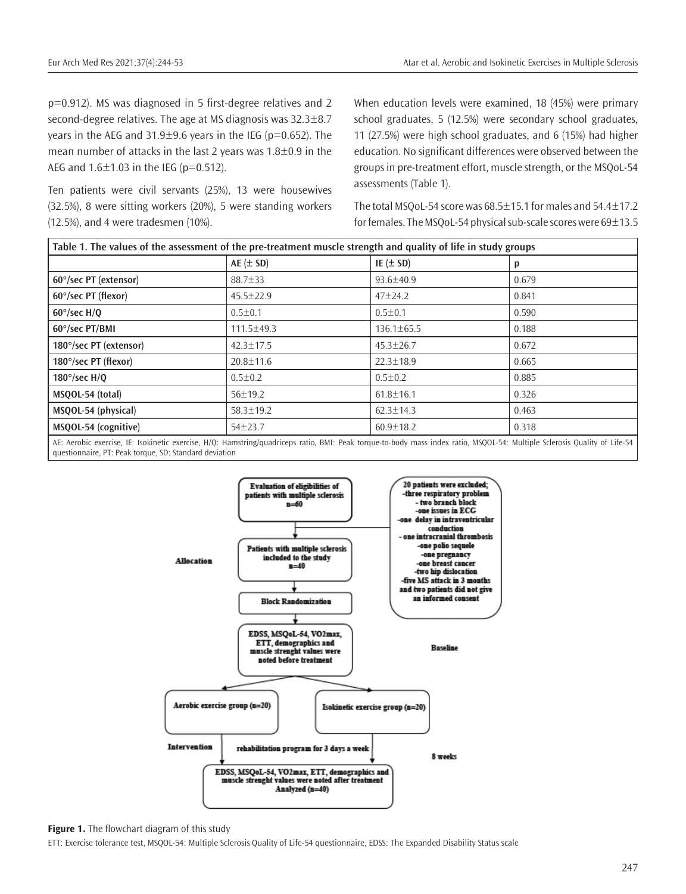p=0.912). MS was diagnosed in 5 first-degree relatives and 2 second-degree relatives. The age at MS diagnosis was 32.3±8.7 years in the AEG and 31.9±9.6 years in the IEG (p=0.652). The mean number of attacks in the last 2 years was 1.8±0.9 in the AEG and 1.6±1.03 in the IEG (p=0.512).

Ten patients were civil servants (25%), 13 were housewives (32.5%), 8 were sitting workers (20%), 5 were standing workers (12.5%), and 4 were tradesmen (10%).

When education levels were examined, 18 (45%) were primary school graduates, 5 (12.5%) were secondary school graduates, 11 (27.5%) were high school graduates, and 6 (15%) had higher education. No significant differences were observed between the groups in pre-treatment effort, muscle strength, or the MSQoL-54 assessments (Table 1).

The total MSQoL-54 score was 68.5±15.1 for males and 54.4±17.2 for females. The MSQoL-54 physical sub-scale scores were 69±13.5

**Table 1. The values of the assessment of the pre-treatment muscle strength and quality of life in study groups**

| | AE (± SD) | IE (± SD) | p |
|---|---|---|---|
| 60°/sec PT (extensor) | 88.7±33 | 93.6±40.9 | 0.679 |
| 60°/sec PT (flexor) | 45.5±22.9 | 47±24.2 | 0.841 |
| 60°/sec H/Q | 0.5±0.1 | 0.5±0.1 | 0.590 |
| 60°/sec PT/BMI | 111.5±49.3 | 136.1±65.5 | 0.188 |
| 180°/sec PT (extensor) | 42.3±17.5 | 45.3±26.7 | 0.672 |
| 180°/sec PT (flexor) | 20.8±11.6 | 22.3±18.9 | 0.665 |
| 180°/sec H/Q | 0.5±0.2 | 0.5±0.2 | 0.885 |
| MSQOL-54 (total) | 56±19.2 | 61.8±16.1 | 0.326 |
| MSQOL-54 (physical) | 58.3±19.2 | 62.3±14.3 | 0.463 |
| MSQOL-54 (cognitive) | 54±23.7 | 60.9±18.2 | 0.318 |

AE: Aerobic exercise, IE: Isokinetic exercise, H/Q: Hamstring/quadriceps ratio, BMI: Peak torque-to-body mass index ratio, MSQOL-54: Multiple Sclerosis Quality of Life-54 questionnaire, PT: Peak torque, SD: Standard deviation

Allocation

Evaluation of eligibilities of patients with multiple sclerosis n=60

20 patients were excluded; -three respiratory problem - two branch block -one issues in ECG -one delay in intraventricular conduction - one intracranial thrombosis -one polio sequele -one pregnancy -one breast cancer -two hip dislocation -five MS attack in 3 months and two patients did not give an informed consent

Patients with multiple sclerosis included to the study n=40

Block Randomization

Baseline

EDSS, MSQoL-54, VO2max, ETT, demographics and muscle strenght values were noted before treatment

Aerobic exercise group (n=20)

Isokinetic exercise group (n=20)

Intervention

rehabilitation program for 3 days a week

8 weeks

EDSS, MSQoL-54, VO2max, ETT, demographics and muscle strenght values were noted after treatment Analyzed (n=40)

**Figure 1.** The flowchart diagram of this study

ETT: Exercise tolerance test, MSQOL-54: Multiple Sclerosis Quality of Life-54 questionnaire, EDSS: The Expanded Disability Status scale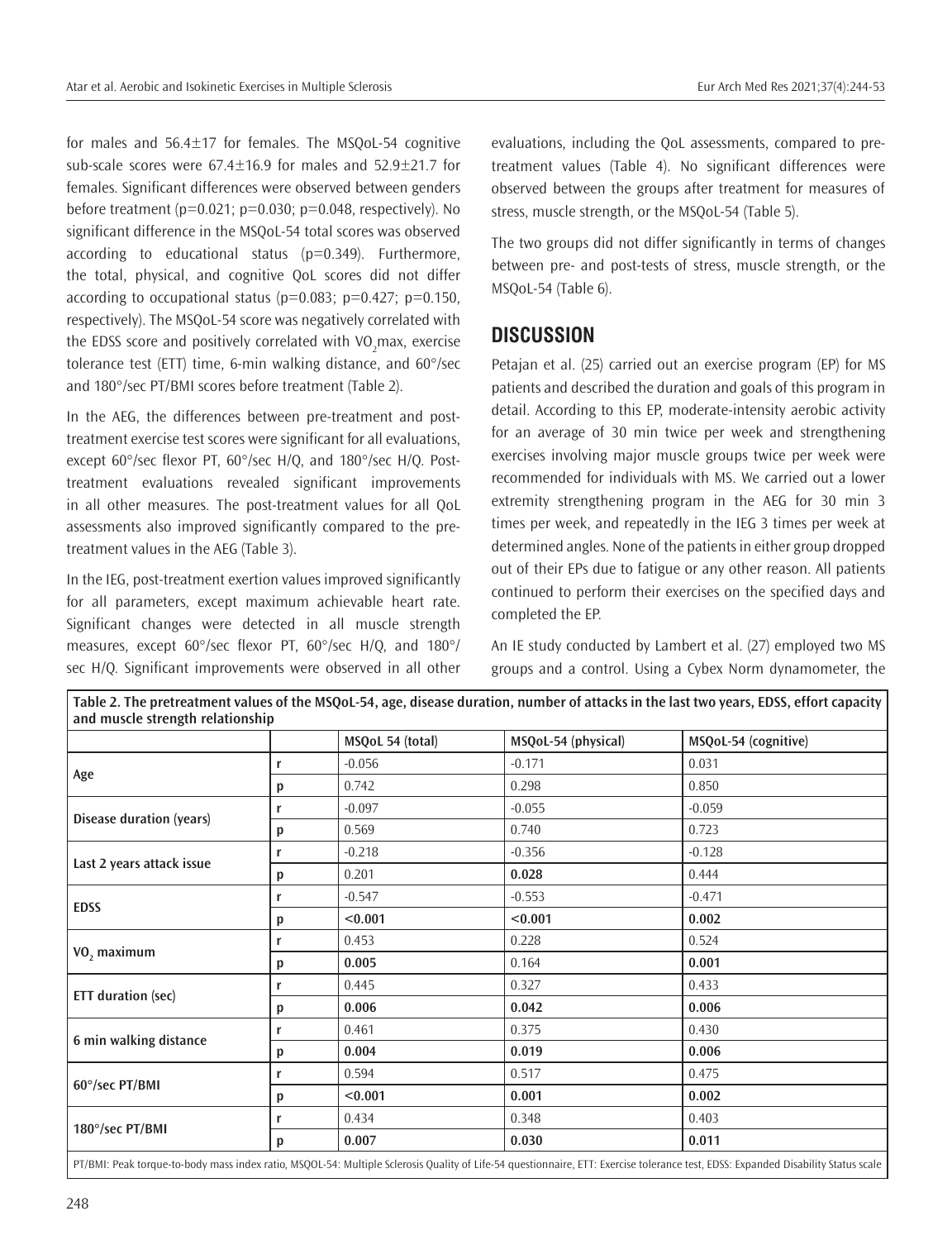for males and 56.4±17 for females. The MSQoL-54 cognitive sub-scale scores were 67.4±16.9 for males and 52.9±21.7 for females. Significant differences were observed between genders before treatment (p=0.021; p=0.030; p=0.048, respectively). No significant difference in the MSQoL-54 total scores was observed according to educational status (p=0.349). Furthermore, the total, physical, and cognitive QoL scores did not differ according to occupational status (p=0.083; p=0.427; p=0.150, respectively). The MSQoL-54 score was negatively correlated with the EDSS score and positively correlated with $VO_2$max, exercise tolerance test (ETT) time, 6-min walking distance, and 60°/sec and 180°/sec PT/BMI scores before treatment (Table 2).

In the AEG, the differences between pre-treatment and post-treatment exercise test scores were significant for all evaluations, except 60°/sec flexor PT, 60°/sec H/Q, and 180°/sec H/Q. Post-treatment evaluations revealed significant improvements in all other measures. The post-treatment values for all QoL assessments also improved significantly compared to the pre-treatment values in the AEG (Table 3).

In the IEG, post-treatment exertion values improved significantly for all parameters, except maximum achievable heart rate. Significant changes were detected in all muscle strength measures, except 60°/sec flexor PT, 60°/sec H/Q, and 180°/sec H/Q. Significant improvements were observed in all other evaluations, including the QoL assessments, compared to pre-treatment values (Table 4). No significant differences were observed between the groups after treatment for measures of stress, muscle strength, or the MSQoL-54 (Table 5).

The two groups did not differ significantly in terms of changes between pre- and post-tests of stress, muscle strength, or the MSQoL-54 (Table 6).

## DISCUSSION

Petajan et al. (25) carried out an exercise program (EP) for MS patients and described the duration and goals of this program in detail. According to this EP, moderate-intensity aerobic activity for an average of 30 min twice per week and strengthening exercises involving major muscle groups twice per week were recommended for individuals with MS. We carried out a lower extremity strengthening program in the AEG for 30 min 3 times per week, and repeatedly in the IEG 3 times per week at determined angles. None of the patients in either group dropped out of their EPs due to fatigue or any other reason. All patients continued to perform their exercises on the specified days and completed the EP.

An IE study conducted by Lambert et al. (27) employed two MS groups and a control. Using a Cybex Norm dynamometer, the

**Table 2. The pretreatment values of the MSQoL-54, age, disease duration, number of attacks in the last two years, EDSS, effort capacity and muscle strength relationship**

| | | MSQoL 54 (total) | MSQoL-54 (physical) | MSQoL-54 (cognitive) |
|---|---|---|---|---|
| Age | r | -0.056 | -0.171 | 0.031 |
| | p | 0.742 | 0.298 | 0.850 |
| Disease duration (years) | r | -0.097 | -0.055 | -0.059 |
| | p | 0.569 | 0.740 | 0.723 |
| Last 2 years attack issue | r | -0.218 | -0.356 | -0.128 |
| | p | 0.201 | **0.028** | 0.444 |
| EDSS | r | -0.547 | -0.553 | -0.471 |
| | p | **<0.001** | **<0.001** | **0.002** |
| $VO_2$ maximum | r | 0.453 | 0.228 | 0.524 |
| | p | **0.005** | 0.164 | **0.001** |
| ETT duration (sec) | r | 0.445 | 0.327 | 0.433 |
| | p | **0.006** | **0.042** | **0.006** |
| 6 min walking distance | r | 0.461 | 0.375 | 0.430 |
| | p | **0.004** | **0.019** | **0.006** |
| 60°/sec PT/BMI | r | 0.594 | 0.517 | 0.475 |
| | p | **<0.001** | **0.001** | **0.002** |
| 180°/sec PT/BMI | r | 0.434 | 0.348 | 0.403 |
| | p | **0.007** | **0.030** | **0.011** |

PT/BMI: Peak torque-to-body mass index ratio, MSQOL-54: Multiple Sclerosis Quality of Life-54 questionnaire, ETT: Exercise tolerance test, EDSS: Expanded Disability Status scale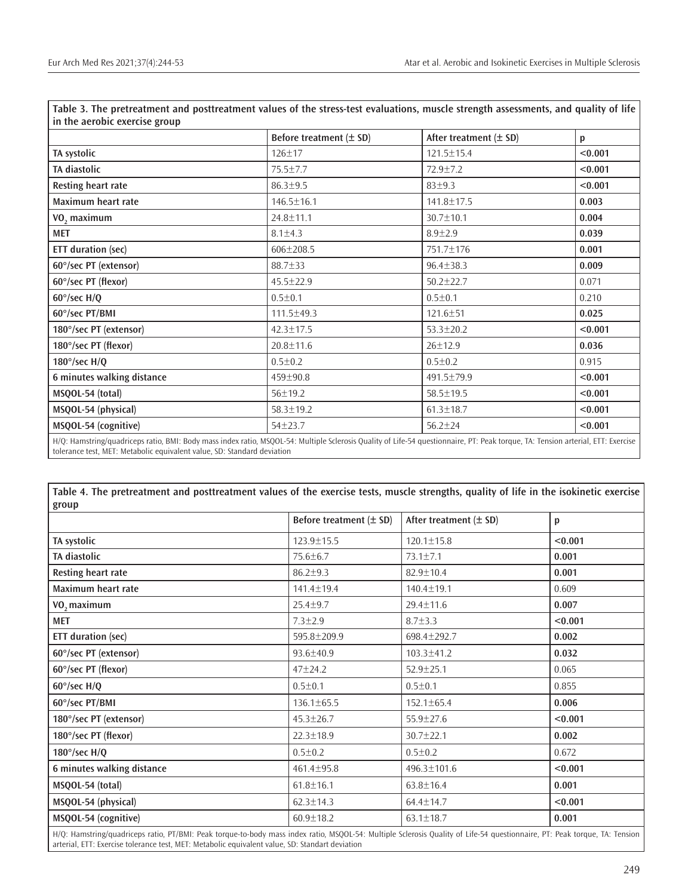**Table 3. The pretreatment and posttreatment values of the stress-test evaluations, muscle strength assessments, and quality of life in the aerobic exercise group**

| | Before treatment (± SD) | After treatment (± SD) | p |
|---|---|---|---|
| **TA systolic** | 126±17 | 121.5±15.4 | **<0.001** |
| **TA diastolic** | 75.5±7.7 | 72.9±7.2 | **<0.001** |
| **Resting heart rate** | 86.3±9.5 | 83±9.3 | **<0.001** |
| **Maximum heart rate** | 146.5±16.1 | 141.8±17.5 | **0.003** |
| **$VO_2$ maximum** | 24.8±11.1 | 30.7±10.1 | **0.004** |
| **MET** | 8.1±4.3 | 8.9±2.9 | **0.039** |
| **ETT duration (sec)** | 606±208.5 | 751.7±176 | **0.001** |
| **60°/sec PT (extensor)** | 88.7±33 | 96.4±38.3 | **0.009** |
| **60°/sec PT (flexor)** | 45.5±22.9 | 50.2±22.7 | 0.071 |
| **60°/sec H/Q** | 0.5±0.1 | 0.5±0.1 | 0.210 |
| **60°/sec PT/BMI** | 111.5±49.3 | 121.6±51 | **0.025** |
| **180°/sec PT (extensor)** | 42.3±17.5 | 53.3±20.2 | **<0.001** |
| **180°/sec PT (flexor)** | 20.8±11.6 | 26±12.9 | **0.036** |
| **180°/sec H/Q** | 0.5±0.2 | 0.5±0.2 | 0.915 |
| **6 minutes walking distance** | 459±90.8 | 491.5±79.9 | **<0.001** |
| **MSQOL-54 (total)** | 56±19.2 | 58.5±19.5 | **<0.001** |
| **MSQOL-54 (physical)** | 58.3±19.2 | 61.3±18.7 | **<0.001** |
| **MSQOL-54 (cognitive)** | 54±23.7 | 56.2±24 | **<0.001** |

H/Q: Hamstring/quadriceps ratio, BMI: Body mass index ratio, MSQOL-54: Multiple Sclerosis Quality of Life-54 questionnaire, PT: Peak torque, TA: Tension arterial, ETT: Exercise tolerance test, MET: Metabolic equivalent value, SD: Standard deviation

**Table 4. The pretreatment and posttreatment values of the exercise tests, muscle strengths, quality of life in the isokinetic exercise group**

| | Before treatment (± SD) | After treatment (± SD) | p |
|---|---|---|---|
| **TA systolic** | 123.9±15.5 | 120.1±15.8 | **<0.001** |
| **TA diastolic** | 75.6±6.7 | 73.1±7.1 | **0.001** |
| **Resting heart rate** | 86.2±9.3 | 82.9±10.4 | **0.001** |
| **Maximum heart rate** | 141.4±19.4 | 140.4±19.1 | 0.609 |
| **$VO_2$ maximum** | 25.4±9.7 | 29.4±11.6 | **0.007** |
| **MET** | 7.3±2.9 | 8.7±3.3 | **<0.001** |
| **ETT duration (sec)** | 595.8±209.9 | 698.4±292.7 | **0.002** |
| **60°/sec PT (extensor)** | 93.6±40.9 | 103.3±41.2 | **0.032** |
| **60°/sec PT (flexor)** | 47±24.2 | 52.9±25.1 | 0.065 |
| **60°/sec H/Q** | 0.5±0.1 | 0.5±0.1 | 0.855 |
| **60°/sec PT/BMI** | 136.1±65.5 | 152.1±65.4 | **0.006** |
| **180°/sec PT (extensor)** | 45.3±26.7 | 55.9±27.6 | **<0.001** |
| **180°/sec PT (flexor)** | 22.3±18.9 | 30.7±22.1 | **0.002** |
| **180°/sec H/Q** | 0.5±0.2 | 0.5±0.2 | 0.672 |
| **6 minutes walking distance** | 461.4±95.8 | 496.3±101.6 | **<0.001** |
| **MSQOL-54 (total)** | 61.8±16.1 | 63.8±16.4 | **0.001** |
| **MSQOL-54 (physical)** | 62.3±14.3 | 64.4±14.7 | **<0.001** |
| **MSQOL-54 (cognitive)** | 60.9±18.2 | 63.1±18.7 | **0.001** |

H/Q: Hamstring/quadriceps ratio, PT/BMI: Peak torque-to-body mass index ratio, MSQOL-54: Multiple Sclerosis Quality of Life-54 questionnaire, PT: Peak torque, TA: Tension arterial, ETT: Exercise tolerance test, MET: Metabolic equivalent value, SD: Standart deviation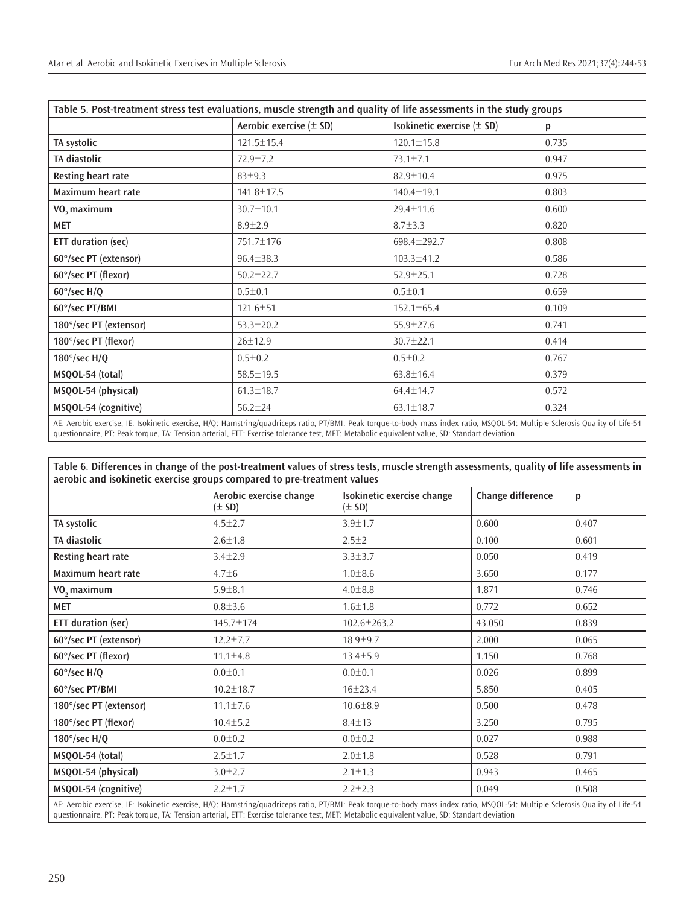| Table 5. Post-treatment stress test evaluations, muscle strength and quality of life assessments in the study groups | | | |
|---|---|---|---|
| | Aerobic exercise (± SD) | Isokinetic exercise (± SD) | p |
| TA systolic | 121.5±15.4 | 120.1±15.8 | 0.735 |
| TA diastolic | 72.9±7.2 | 73.1±7.1 | 0.947 |
| Resting heart rate | 83±9.3 | 82.9±10.4 | 0.975 |
| Maximum heart rate | 141.8±17.5 | 140.4±19.1 | 0.803 |
| $VO_2$ maximum | 30.7±10.1 | 29.4±11.6 | 0.600 |
| MET | 8.9±2.9 | 8.7±3.3 | 0.820 |
| ETT duration (sec) | 751.7±176 | 698.4±292.7 | 0.808 |
| 60°/sec PT (extensor) | 96.4±38.3 | 103.3±41.2 | 0.586 |
| 60°/sec PT (flexor) | 50.2±22.7 | 52.9±25.1 | 0.728 |
| 60°/sec H/Q | 0.5±0.1 | 0.5±0.1 | 0.659 |
| 60°/sec PT/BMI | 121.6±51 | 152.1±65.4 | 0.109 |
| 180°/sec PT (extensor) | 53.3±20.2 | 55.9±27.6 | 0.741 |
| 180°/sec PT (flexor) | 26±12.9 | 30.7±22.1 | 0.414 |
| 180°/sec H/Q | 0.5±0.2 | 0.5±0.2 | 0.767 |
| MSQOL-54 (total) | 58.5±19.5 | 63.8±16.4 | 0.379 |
| MSQOL-54 (physical) | 61.3±18.7 | 64.4±14.7 | 0.572 |
| MSQOL-54 (cognitive) | 56.2±24 | 63.1±18.7 | 0.324 |

AE: Aerobic exercise, IE: Isokinetic exercise, H/Q: Hamstring/quadriceps ratio, PT/BMI: Peak torque-to-body mass index ratio, MSQOL-54: Multiple Sclerosis Quality of Life-54 questionnaire, PT: Peak torque, TA: Tension arterial, ETT: Exercise tolerance test, MET: Metabolic equivalent value, SD: Standart deviation

| Table 6. Differences in change of the post-treatment values of stress tests, muscle strength assessments, quality of life assessments in aerobic and isokinetic exercise groups compared to pre-treatment values | | | | |
|---|---|---|---|---|
| | Aerobic exercise change (± SD) | Isokinetic exercise change (± SD) | Change difference | p |
| TA systolic | 4.5±2.7 | 3.9±1.7 | 0.600 | 0.407 |
| TA diastolic | 2.6±1.8 | 2.5±2 | 0.100 | 0.601 |
| Resting heart rate | 3.4±2.9 | 3.3±3.7 | 0.050 | 0.419 |
| Maximum heart rate | 4.7±6 | 1.0±8.6 | 3.650 | 0.177 |
| $VO_2$ maximum | 5.9±8.1 | 4.0±8.8 | 1.871 | 0.746 |
| MET | 0.8±3.6 | 1.6±1.8 | 0.772 | 0.652 |
| ETT duration (sec) | 145.7±174 | 102.6±263.2 | 43.050 | 0.839 |
| 60°/sec PT (extensor) | 12.2±7.7 | 18.9±9.7 | 2.000 | 0.065 |
| 60°/sec PT (flexor) | 11.1±4.8 | 13.4±5.9 | 1.150 | 0.768 |
| 60°/sec H/Q | 0.0±0.1 | 0.0±0.1 | 0.026 | 0.899 |
| 60°/sec PT/BMI | 10.2±18.7 | 16±23.4 | 5.850 | 0.405 |
| 180°/sec PT (extensor) | 11.1±7.6 | 10.6±8.9 | 0.500 | 0.478 |
| 180°/sec PT (flexor) | 10.4±5.2 | 8.4±13 | 3.250 | 0.795 |
| 180°/sec H/Q | 0.0±0.2 | 0.0±0.2 | 0.027 | 0.988 |
| MSQOL-54 (total) | 2.5±1.7 | 2.0±1.8 | 0.528 | 0.791 |
| MSQOL-54 (physical) | 3.0±2.7 | 2.1±1.3 | 0.943 | 0.465 |
| MSQOL-54 (cognitive) | 2.2±1.7 | 2.2±2.3 | 0.049 | 0.508 |

AE: Aerobic exercise, IE: Isokinetic exercise, H/Q: Hamstring/quadriceps ratio, PT/BMI: Peak torque-to-body mass index ratio, MSQOL-54: Multiple Sclerosis Quality of Life-54 questionnaire, PT: Peak torque, TA: Tension arterial, ETT: Exercise tolerance test, MET: Metabolic equivalent value, SD: Standart deviation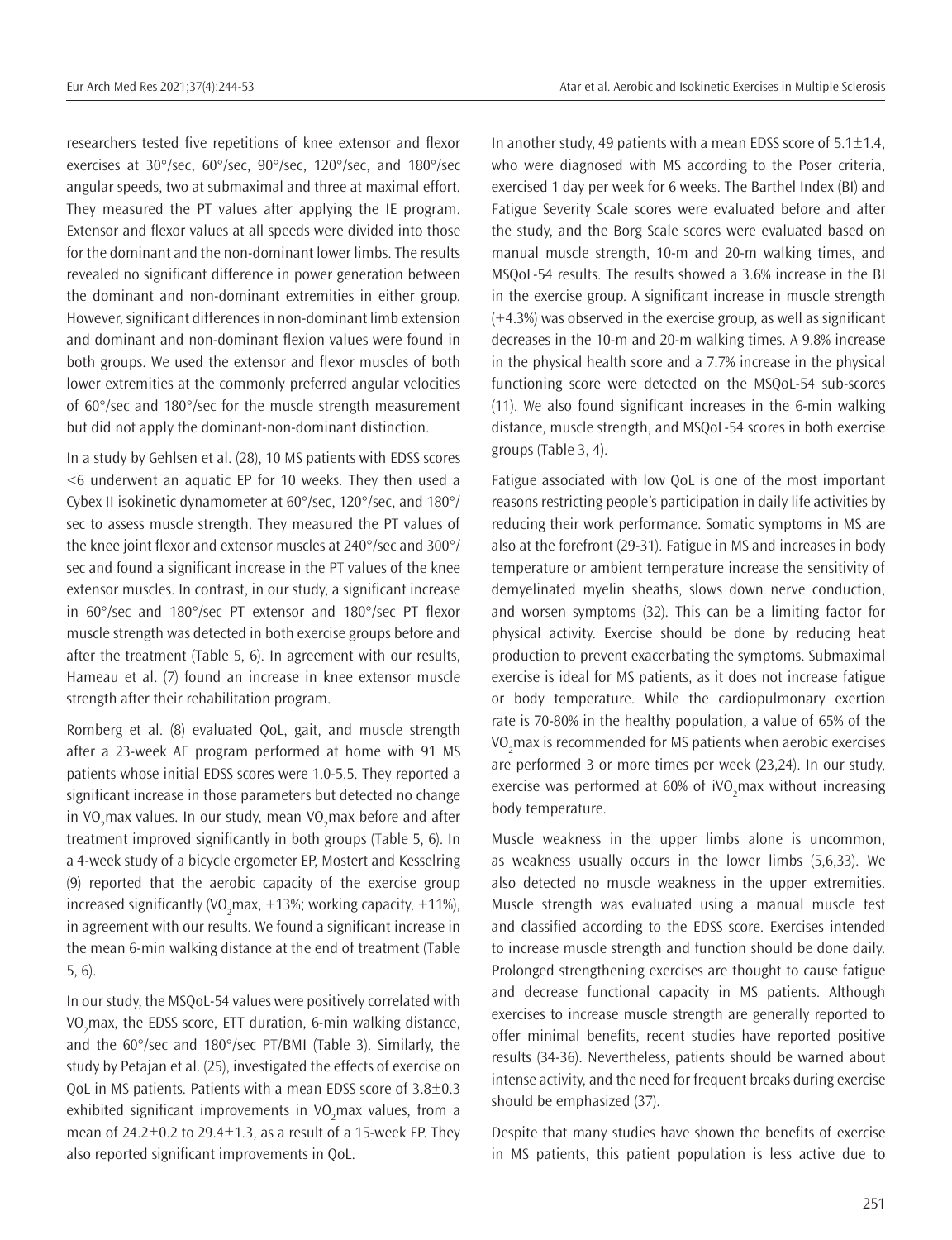researchers tested five repetitions of knee extensor and flexor exercises at 30°/sec, 60°/sec, 90°/sec, 120°/sec, and 180°/sec angular speeds, two at submaximal and three at maximal effort. They measured the PT values after applying the IE program. Extensor and flexor values at all speeds were divided into those for the dominant and the non-dominant lower limbs. The results revealed no significant difference in power generation between the dominant and non-dominant extremities in either group. However, significant differences in non-dominant limb extension and dominant and non-dominant flexion values were found in both groups. We used the extensor and flexor muscles of both lower extremities at the commonly preferred angular velocities of 60°/sec and 180°/sec for the muscle strength measurement but did not apply the dominant-non-dominant distinction.

In a study by Gehlsen et al. (28), 10 MS patients with EDSS scores <6 underwent an aquatic EP for 10 weeks. They then used a Cybex II isokinetic dynamometer at 60°/sec, 120°/sec, and 180°/sec to assess muscle strength. They measured the PT values of the knee joint flexor and extensor muscles at 240°/sec and 300°/sec and found a significant increase in the PT values of the knee extensor muscles. In contrast, in our study, a significant increase in 60°/sec and 180°/sec PT extensor and 180°/sec PT flexor muscle strength was detected in both exercise groups before and after the treatment (Table 5, 6). In agreement with our results, Hameau et al. (7) found an increase in knee extensor muscle strength after their rehabilitation program.

Romberg et al. (8) evaluated QoL, gait, and muscle strength after a 23-week AE program performed at home with 91 MS patients whose initial EDSS scores were 1.0-5.5. They reported a significant increase in those parameters but detected no change in $VO_2$max values. In our study, mean $VO_2$max before and after treatment improved significantly in both groups (Table 5, 6). In a 4-week study of a bicycle ergometer EP, Mostert and Kesselring (9) reported that the aerobic capacity of the exercise group increased significantly ($VO_2$max, +13%; working capacity, +11%), in agreement with our results. We found a significant increase in the mean 6-min walking distance at the end of treatment (Table 5, 6).

In our study, the MSQoL-54 values were positively correlated with $VO_2$max, the EDSS score, ETT duration, 6-min walking distance, and the 60°/sec and 180°/sec PT/BMI (Table 3). Similarly, the study by Petajan et al. (25), investigated the effects of exercise on QoL in MS patients. Patients with a mean EDSS score of 3.8±0.3 exhibited significant improvements in $VO_2$max values, from a mean of 24.2±0.2 to 29.4±1.3, as a result of a 15-week EP. They also reported significant improvements in QoL.

In another study, 49 patients with a mean EDSS score of 5.1±1.4, who were diagnosed with MS according to the Poser criteria, exercised 1 day per week for 6 weeks. The Barthel Index (BI) and Fatigue Severity Scale scores were evaluated before and after the study, and the Borg Scale scores were evaluated based on manual muscle strength, 10-m and 20-m walking times, and MSQoL-54 results. The results showed a 3.6% increase in the BI in the exercise group. A significant increase in muscle strength (+4.3%) was observed in the exercise group, as well as significant decreases in the 10-m and 20-m walking times. A 9.8% increase in the physical health score and a 7.7% increase in the physical functioning score were detected on the MSQoL-54 sub-scores (11). We also found significant increases in the 6-min walking distance, muscle strength, and MSQoL-54 scores in both exercise groups (Table 3, 4).

Fatigue associated with low QoL is one of the most important reasons restricting people's participation in daily life activities by reducing their work performance. Somatic symptoms in MS are also at the forefront (29-31). Fatigue in MS and increases in body temperature or ambient temperature increase the sensitivity of demyelinated myelin sheaths, slows down nerve conduction, and worsen symptoms (32). This can be a limiting factor for physical activity. Exercise should be done by reducing heat production to prevent exacerbating the symptoms. Submaximal exercise is ideal for MS patients, as it does not increase fatigue or body temperature. While the cardiopulmonary exertion rate is 70-80% in the healthy population, a value of 65% of the $VO_2$max is recommended for MS patients when aerobic exercises are performed 3 or more times per week (23,24). In our study, exercise was performed at 60% of $iVO_2$max without increasing body temperature.

Muscle weakness in the upper limbs alone is uncommon, as weakness usually occurs in the lower limbs (5,6,33). We also detected no muscle weakness in the upper extremities. Muscle strength was evaluated using a manual muscle test and classified according to the EDSS score. Exercises intended to increase muscle strength and function should be done daily. Prolonged strengthening exercises are thought to cause fatigue and decrease functional capacity in MS patients. Although exercises to increase muscle strength are generally reported to offer minimal benefits, recent studies have reported positive results (34-36). Nevertheless, patients should be warned about intense activity, and the need for frequent breaks during exercise should be emphasized (37).

Despite that many studies have shown the benefits of exercise in MS patients, this patient population is less active due to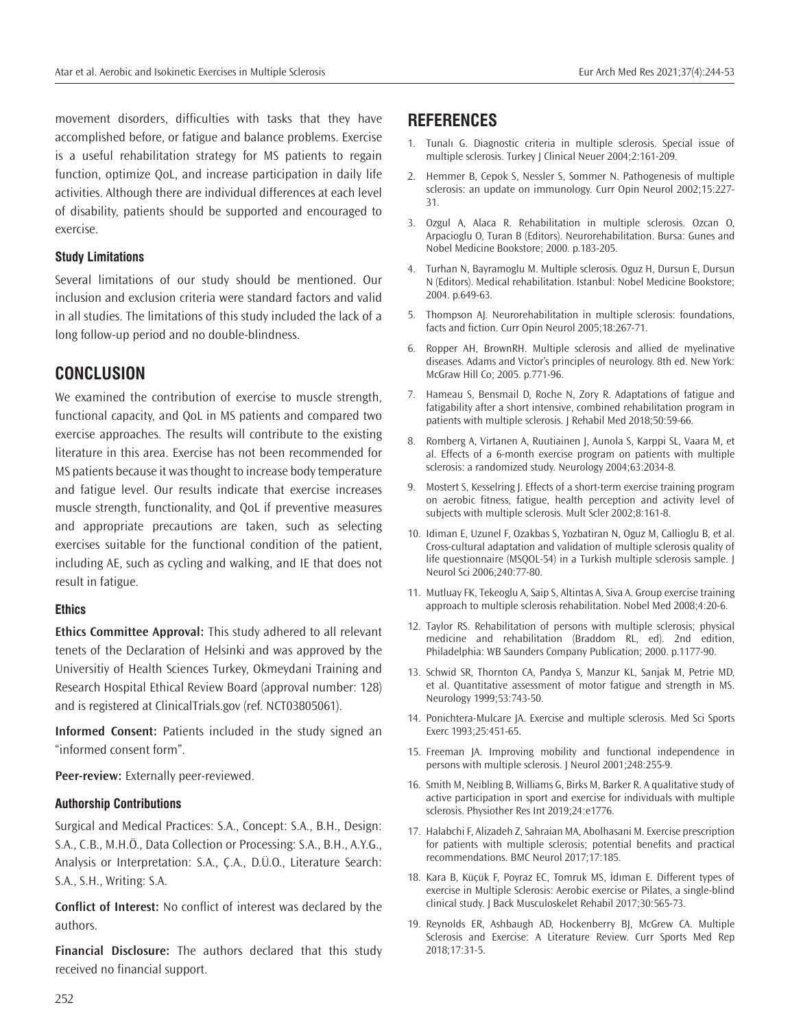movement disorders, difficulties with tasks that they have accomplished before, or fatigue and balance problems. Exercise is a useful rehabilitation strategy for MS patients to regain function, optimize QoL, and increase participation in daily life activities. Although there are individual differences at each level of disability, patients should be supported and encouraged to exercise.

### Study Limitations

Several limitations of our study should be mentioned. Our inclusion and exclusion criteria were standard factors and valid in all studies. The limitations of this study included the lack of a long follow-up period and no double-blindness.

## CONCLUSION

We examined the contribution of exercise to muscle strength, functional capacity, and QoL in MS patients and compared two exercise approaches. The results will contribute to the existing literature in this area. Exercise has not been recommended for MS patients because it was thought to increase body temperature and fatigue level. Our results indicate that exercise increases muscle strength, functionality, and QoL if preventive measures and appropriate precautions are taken, such as selecting exercises suitable for the functional condition of the patient, including AE, such as cycling and walking, and IE that does not result in fatigue.

### Ethics

**Ethics Committee Approval:** This study adhered to all relevant tenets of the Declaration of Helsinki and was approved by the Universitiy of Health Sciences Turkey, Okmeydani Training and Research Hospital Ethical Review Board (approval number: 128) and is registered at ClinicalTrials.gov (ref. NCT03805061).

**Informed Consent:** Patients included in the study signed an "informed consent form".

**Peer-review:** Externally peer-reviewed.

### Authorship Contributions

Surgical and Medical Practices: S.A., Concept: S.A., B.H., Design: S.A., C.B., M.H.Ö., Data Collection or Processing: S.A., B.H., A.Y.G., Analysis or Interpretation: S.A., Ç.A., D.Ü.O., Literature Search: S.A., S.H., Writing: S.A.

**Conflict of Interest:** No conflict of interest was declared by the authors.

**Financial Disclosure:** The authors declared that this study received no financial support.

## REFERENCES

1. Tunalı G. Diagnostic criteria in multiple sclerosis. Special issue of multiple sclerosis. Turkey J Clinical Neuer 2004;2:161-209.
2. Hemmer B, Cepok S, Nessler S, Sommer N. Pathogenesis of multiple sclerosis: an update on immunology. Curr Opin Neurol 2002;15:227-31.
3. Ozgul A, Alaca R. Rehabilitation in multiple sclerosis. Ozcan O, Arpacioglu O, Turan B (Editors). Neurorehabilitation. Bursa: Gunes and Nobel Medicine Bookstore; 2000. p.183-205.
4. Turhan N, Bayramoglu M. Multiple sclerosis. Oguz H, Dursun E, Dursun N (Editors). Medical rehabilitation. Istanbul: Nobel Medicine Bookstore; 2004. p.649-63.
5. Thompson AJ. Neurorehabilitation in multiple sclerosis: foundations, facts and fiction. Curr Opin Neurol 2005;18:267-71.
6. Ropper AH, BrownRH. Multiple sclerosis and allied de myelinative diseases. Adams and Victor's principles of neurology. 8th ed. New York: McGraw Hill Co; 2005. p.771-96.
7. Hameau S, Bensmail D, Roche N, Zory R. Adaptations of fatigue and fatigability after a short intensive, combined rehabilitation program in patients with multiple sclerosis. J Rehabil Med 2018;50:59-66.
8. Romberg A, Virtanen A, Ruutiainen J, Aunola S, Karppi SL, Vaara M, et al. Effects of a 6-month exercise program on patients with multiple sclerosis: a randomized study. Neurology 2004;63:2034-8.
9. Mostert S, Kesselring J. Effects of a short-term exercise training program on aerobic fitness, fatigue, health perception and activity level of subjects with multiple sclerosis. Mult Scler 2002;8:161-8.
10. Idiman E, Uzunel F, Ozakbas S, Yozbatiran N, Oguz M, Callioglu B, et al. Cross-cultural adaptation and validation of multiple sclerosis quality of life questionnaire (MSQOL-54) in a Turkish multiple sclerosis sample. J Neurol Sci 2006;240:77-80.
11. Mutluay FK, Tekeoglu A, Saip S, Altintas A, Siva A. Group exercise training approach to multiple sclerosis rehabilitation. Nobel Med 2008;4:20-6.
12. Taylor RS. Rehabilitation of persons with multiple sclerosis; physical medicine and rehabilitation (Braddom RL, ed). 2nd edition, Philadelphia: WB Saunders Company Publication; 2000. p.1177-90.
13. Schwid SR, Thornton CA, Pandya S, Manzur KL, Sanjak M, Petrie MD, et al. Quantitative assessment of motor fatigue and strength in MS. Neurology 1999;53:743-50.
14. Ponichtera-Mulcare JA. Exercise and multiple sclerosis. Med Sci Sports Exerc 1993;25:451-65.
15. Freeman JA. Improving mobility and functional independence in persons with multiple sclerosis. J Neurol 2001;248:255-9.
16. Smith M, Neibling B, Williams G, Birks M, Barker R. A qualitative study of active participation in sport and exercise for individuals with multiple sclerosis. Physiother Res Int 2019;24:e1776.
17. Halabchi F, Alizadeh Z, Sahraian MA, Abolhasani M. Exercise prescription for patients with multiple sclerosis; potential benefits and practical recommendations. BMC Neurol 2017;17:185.
18. Kara B, Küçük F, Poyraz EC, Tomruk MS, İdıman E. Different types of exercise in Multiple Sclerosis: Aerobic exercise or Pilates, a single-blind clinical study. J Back Musculoskelet Rehabil 2017;30:565-73.
19. Reynolds ER, Ashbaugh AD, Hockenberry BJ, McGrew CA. Multiple Sclerosis and Exercise: A Literature Review. Curr Sports Med Rep 2018;17:31-5.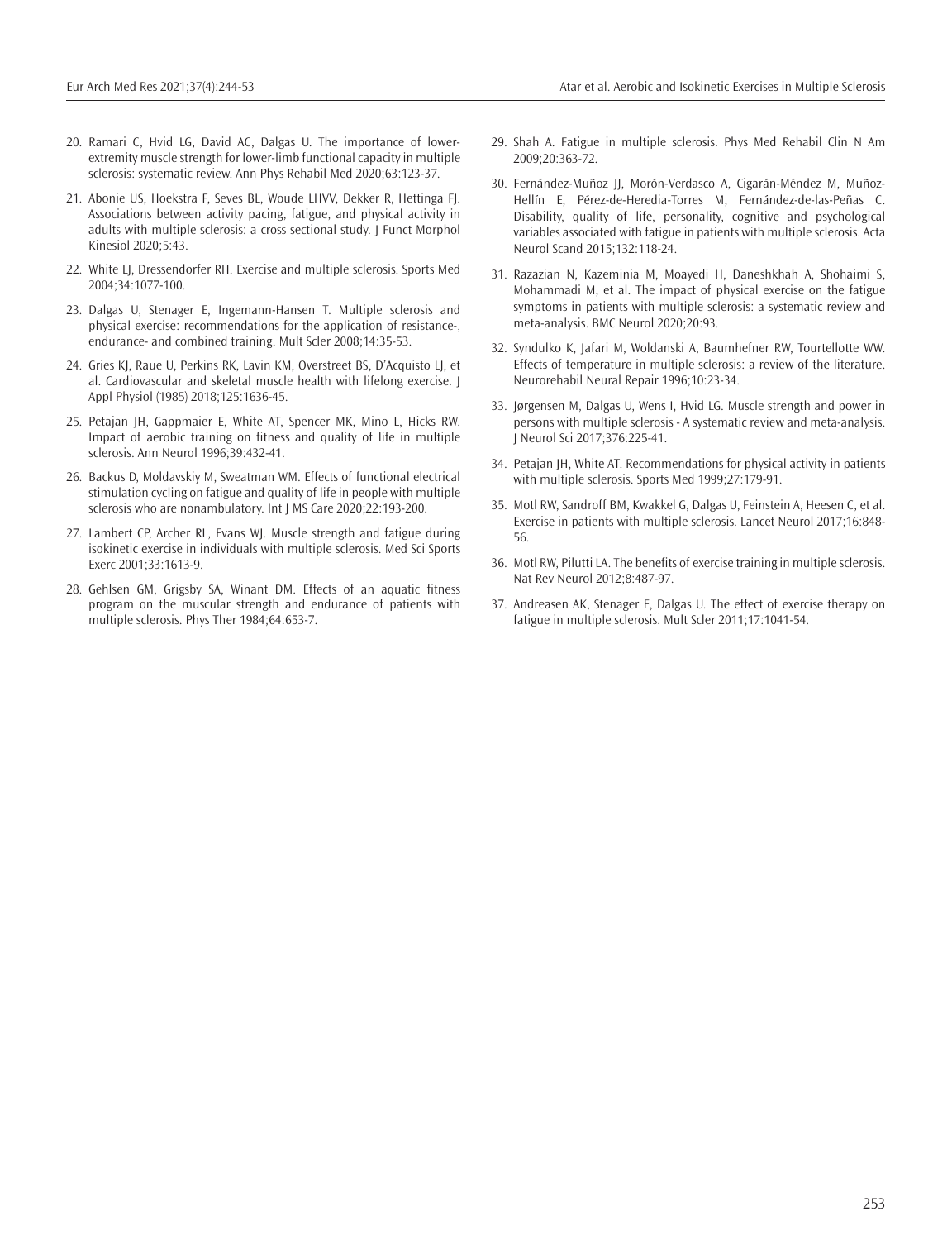20. Ramari C, Hvid LG, David AC, Dalgas U. The importance of lower-extremity muscle strength for lower-limb functional capacity in multiple sclerosis: systematic review. Ann Phys Rehabil Med 2020;63:123-37.
21. Abonie US, Hoekstra F, Seves BL, Woude LHVV, Dekker R, Hettinga FJ. Associations between activity pacing, fatigue, and physical activity in adults with multiple sclerosis: a cross sectional study. J Funct Morphol Kinesiol 2020;5:43.
22. White LJ, Dressendorfer RH. Exercise and multiple sclerosis. Sports Med 2004;34:1077-100.
23. Dalgas U, Stenager E, Ingemann-Hansen T. Multiple sclerosis and physical exercise: recommendations for the application of resistance-, endurance- and combined training. Mult Scler 2008;14:35-53.
24. Gries KJ, Raue U, Perkins RK, Lavin KM, Overstreet BS, D'Acquisto LJ, et al. Cardiovascular and skeletal muscle health with lifelong exercise. J Appl Physiol (1985) 2018;125:1636-45.
25. Petajan JH, Gappmaier E, White AT, Spencer MK, Mino L, Hicks RW. Impact of aerobic training on fitness and quality of life in multiple sclerosis. Ann Neurol 1996;39:432-41.
26. Backus D, Moldavskiy M, Sweatman WM. Effects of functional electrical stimulation cycling on fatigue and quality of life in people with multiple sclerosis who are nonambulatory. Int J MS Care 2020;22:193-200.
27. Lambert CP, Archer RL, Evans WJ. Muscle strength and fatigue during isokinetic exercise in individuals with multiple sclerosis. Med Sci Sports Exerc 2001;33:1613-9.
28. Gehlsen GM, Grigsby SA, Winant DM. Effects of an aquatic fitness program on the muscular strength and endurance of patients with multiple sclerosis. Phys Ther 1984;64:653-7.
29. Shah A. Fatigue in multiple sclerosis. Phys Med Rehabil Clin N Am 2009;20:363-72.
30. Fernández-Muñoz JJ, Morón-Verdasco A, Cigarán-Méndez M, Muñoz-Hellín E, Pérez-de-Heredia-Torres M, Fernández-de-las-Peñas C. Disability, quality of life, personality, cognitive and psychological variables associated with fatigue in patients with multiple sclerosis. Acta Neurol Scand 2015;132:118-24.
31. Razazian N, Kazeminia M, Moayedi H, Daneshkhah A, Shohaimi S, Mohammadi M, et al. The impact of physical exercise on the fatigue symptoms in patients with multiple sclerosis: a systematic review and meta-analysis. BMC Neurol 2020;20:93.
32. Syndulko K, Jafari M, Woldanski A, Baumhefner RW, Tourtellotte WW. Effects of temperature in multiple sclerosis: a review of the literature. Neurorehabil Neural Repair 1996;10:23-34.
33. Jørgensen M, Dalgas U, Wens I, Hvid LG. Muscle strength and power in persons with multiple sclerosis - A systematic review and meta-analysis. J Neurol Sci 2017;376:225-41.
34. Petajan JH, White AT. Recommendations for physical activity in patients with multiple sclerosis. Sports Med 1999;27:179-91.
35. Motl RW, Sandroff BM, Kwakkel G, Dalgas U, Feinstein A, Heesen C, et al. Exercise in patients with multiple sclerosis. Lancet Neurol 2017;16:848-56.
36. Motl RW, Pilutti LA. The benefits of exercise training in multiple sclerosis. Nat Rev Neurol 2012;8:487-97.
37. Andreasen AK, Stenager E, Dalgas U. The effect of exercise therapy on fatigue in multiple sclerosis. Mult Scler 2011;17:1041-54.